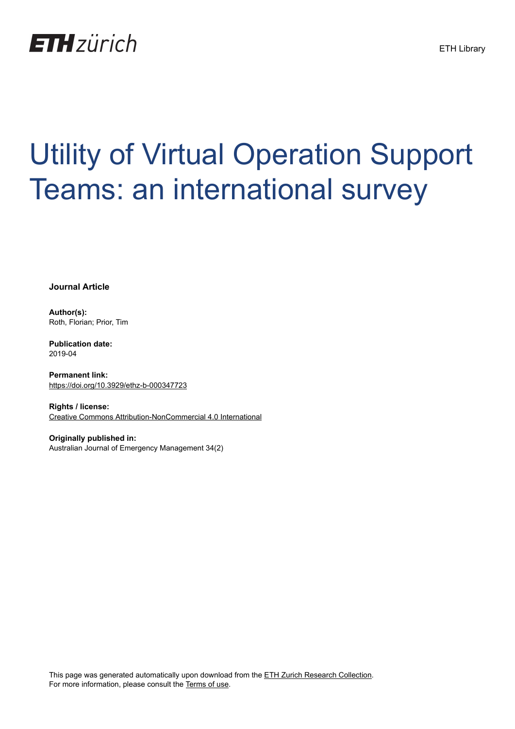ETH zürich

ETH Library

# Utility of Virtual Operation Support Teams: an international survey

**Journal Article**

**Author(s):**
Roth, Florian; Prior, Tim

**Publication date:**
2019-04

**Permanent link:**
https://doi.org/10.3929/ethz-b-000347723

**Rights / license:**
Creative Commons Attribution-NonCommercial 4.0 International

**Originally published in:**
Australian Journal of Emergency Management 34(2)

This page was generated automatically upon download from the ETH Zurich Research Collection.
For more information, please consult the Terms of use.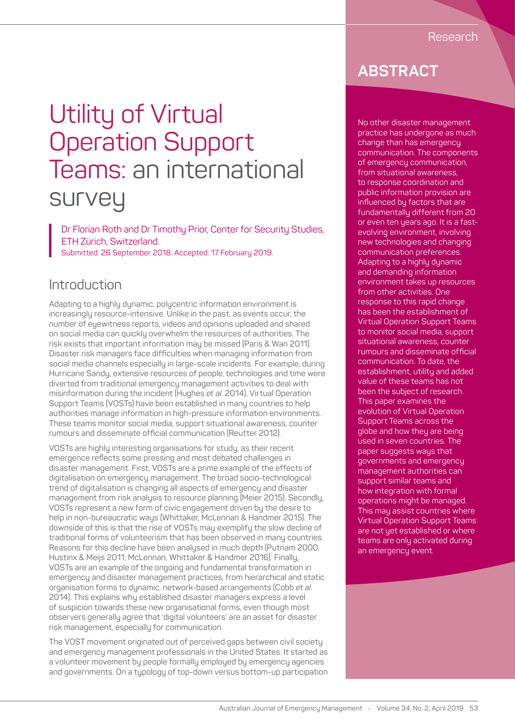# Utility of Virtual Operation Support Teams: an international survey

Dr Florian Roth and Dr Timothy Prior, Center for Security Studies, ETH Zürich, Switzerland.

Submitted: 26 September 2018. Accepted: 17 February 2019.

## ABSTRACT

No other disaster management practice has undergone as much change than has emergency communication. The components of emergency communication, from situational awareness, to response coordination and public information provision are influenced by factors that are fundamentally different from 20 or even ten years ago. It is a fast-evolving environment, involving new technologies and changing communication preferences. Adapting to a highly dynamic and demanding information environment takes up resources from other activities. One response to this rapid change has been the establishment of Virtual Operation Support Teams to monitor social media, support situational awareness, counter rumours and disseminate official communication. To date, the establishment, utility and added value of these teams has not been the subject of research. This paper examines the evolution of Virtual Operation Support Teams across the globe and how they are being used in seven countries. The paper suggests ways that governments and emergency management authorities can support similar teams and how integration with formal operations might be managed. This may assist countries where Virtual Operation Support Teams are not yet established or where teams are only activated during an emergency event.

## Introduction

Adapting to a highly dynamic, polycentric information environment is increasingly resource-intensive. Unlike in the past, as events occur, the number of eyewitness reports, videos and opinions uploaded and shared on social media can quickly overwhelm the resources of authorities. The risk exists that important information may be missed (Paris & Wan 2011). Disaster risk managers face difficulties when managing information from social media channels especially in large-scale incidents. For example, during Hurricane Sandy, extensive resources of people, technologies and time were diverted from traditional emergency management activities to deal with misinformation during the incident (Hughes *et al.* 2014). Virtual Operation Support Teams (VOSTs) have been established in many countries to help authorities manage information in high-pressure information environments. These teams monitor social media, support situational awareness, counter rumours and disseminate official communication (Reutter 2012).

VOSTs are highly interesting organisations for study, as their recent emergence reflects some pressing and most debated challenges in disaster management. First, VOSTs are a prime example of the effects of digitalisation on emergency management. The broad socio-technological trend of digitalisation is changing all aspects of emergency and disaster management from risk analysis to resource planning (Meier 2015). Secondly, VOSTs represent a new form of civic engagement driven by the desire to help in non-bureaucratic ways (Whittaker, McLennan & Handmer 2015). The downside of this is that the rise of VOSTs may exemplify the slow decline of traditional forms of volunteerism that has been observed in many countries. Reasons for this decline have been analysed in much depth (Putnam 2000, Hustinx & Meijs 2011, McLennan, Whittaker & Handmer 2016). Finally, VOSTs are an example of the ongoing and fundamental transformation in emergency and disaster management practices, from hierarchical and static organisation forms to dynamic, network-based arrangements (Cobb *et al.* 2014). This explains why established disaster managers express a level of suspicion towards these new organisational forms, even though most observers generally agree that 'digital volunteers' are an asset for disaster risk management, especially for communication.

The VOST movement originated out of perceived gaps between civil society and emergency management professionals in the United States. It started as a volunteer movement by people formally employed by emergency agencies and governments. On a typology of top-down versus bottom-up participation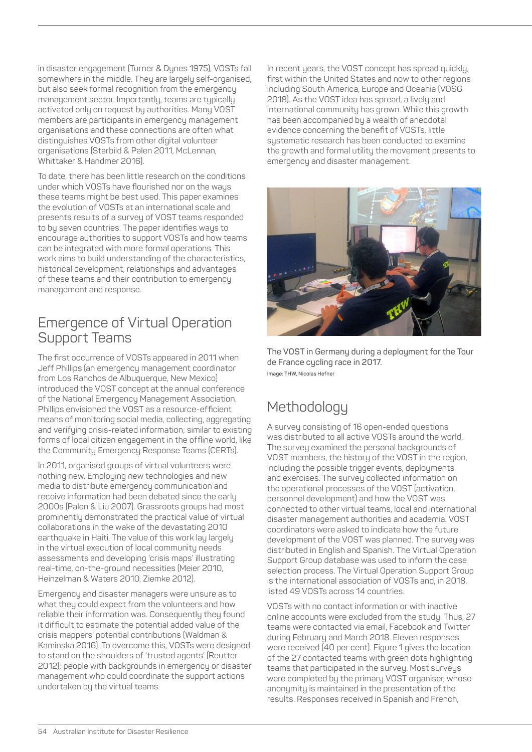in disaster engagement (Turner & Dynes 1975), VOSTs fall somewhere in the middle. They are largely self-organised, but also seek formal recognition from the emergency management sector. Importantly, teams are typically activated only on request by authorities. Many VOST members are participants in emergency management organisations and these connections are often what distinguishes VOSTs from other digital volunteer organisations (Starbild & Palen 2011, McLennan, Whittaker & Handmer 2016).

To date, there has been little research on the conditions under which VOSTs have flourished nor on the ways these teams might be best used. This paper examines the evolution of VOSTs at an international scale and presents results of a survey of VOST teams responded to by seven countries. The paper identifies ways to encourage authorities to support VOSTs and how teams can be integrated with more formal operations. This work aims to build understanding of the characteristics, historical development, relationships and advantages of these teams and their contribution to emergency management and response.

## Emergence of Virtual Operation Support Teams

The first occurrence of VOSTs appeared in 2011 when Jeff Phillips (an emergency management coordinator from Los Ranchos de Albuquerque, New Mexico) introduced the VOST concept at the annual conference of the National Emergency Management Association. Phillips envisioned the VOST as a resource-efficient means of monitoring social media, collecting, aggregating and verifying crisis-related information; similar to existing forms of local citizen engagement in the offline world, like the Community Emergency Response Teams (CERTs).

In 2011, organised groups of virtual volunteers were nothing new. Employing new technologies and new media to distribute emergency communication and receive information had been debated since the early 2000s (Palen & Liu 2007). Grassroots groups had most prominently demonstrated the practical value of virtual collaborations in the wake of the devastating 2010 earthquake in Haiti. The value of this work lay largely in the virtual execution of local community needs assessments and developing 'crisis maps' illustrating real-time, on-the-ground necessities (Meier 2010, Heinzelman & Waters 2010, Ziemke 2012).

Emergency and disaster managers were unsure as to what they could expect from the volunteers and how reliable their information was. Consequently they found it difficult to estimate the potential added value of the crisis mappers' potential contributions (Waldman & Kaminska 2016). To overcome this, VOSTs were designed to stand on the shoulders of 'trusted agents' (Reutter 2012); people with backgrounds in emergency or disaster management who could coordinate the support actions undertaken by the virtual teams.

In recent years, the VOST concept has spread quickly, first within the United States and now to other regions including South America, Europe and Oceania (VOSG 2018). As the VOST idea has spread, a lively and international community has grown. While this growth has been accompanied by a wealth of anecdotal evidence concerning the benefit of VOSTs, little systematic research has been conducted to examine the growth and formal utility the movement presents to emergency and disaster management.

The VOST in Germany during a deployment for the Tour de France cycling race in 2017.
Image: THW, Nicolas Hefner

## Methodology

A survey consisting of 16 open-ended questions was distributed to all active VOSTs around the world. The survey examined the personal backgrounds of VOST members, the history of the VOST in the region, including the possible trigger events, deployments and exercises. The survey collected information on the operational processes of the VOST (activation, personnel development) and how the VOST was connected to other virtual teams, local and international disaster management authorities and academia. VOST coordinators were asked to indicate how the future development of the VOST was planned. The survey was distributed in English and Spanish. The Virtual Operation Support Group database was used to inform the case selection process. The Virtual Operation Support Group is the international association of VOSTs and, in 2018, listed 49 VOSTs across 14 countries.

VOSTs with no contact information or with inactive online accounts were excluded from the study. Thus, 27 teams were contacted via email, Facebook and Twitter during February and March 2018. Eleven responses were received (40 per cent). Figure 1 gives the location of the 27 contacted teams with green dots highlighting teams that participated in the survey. Most surveys were completed by the primary VOST organiser, whose anonymity is maintained in the presentation of the results. Responses received in Spanish and French,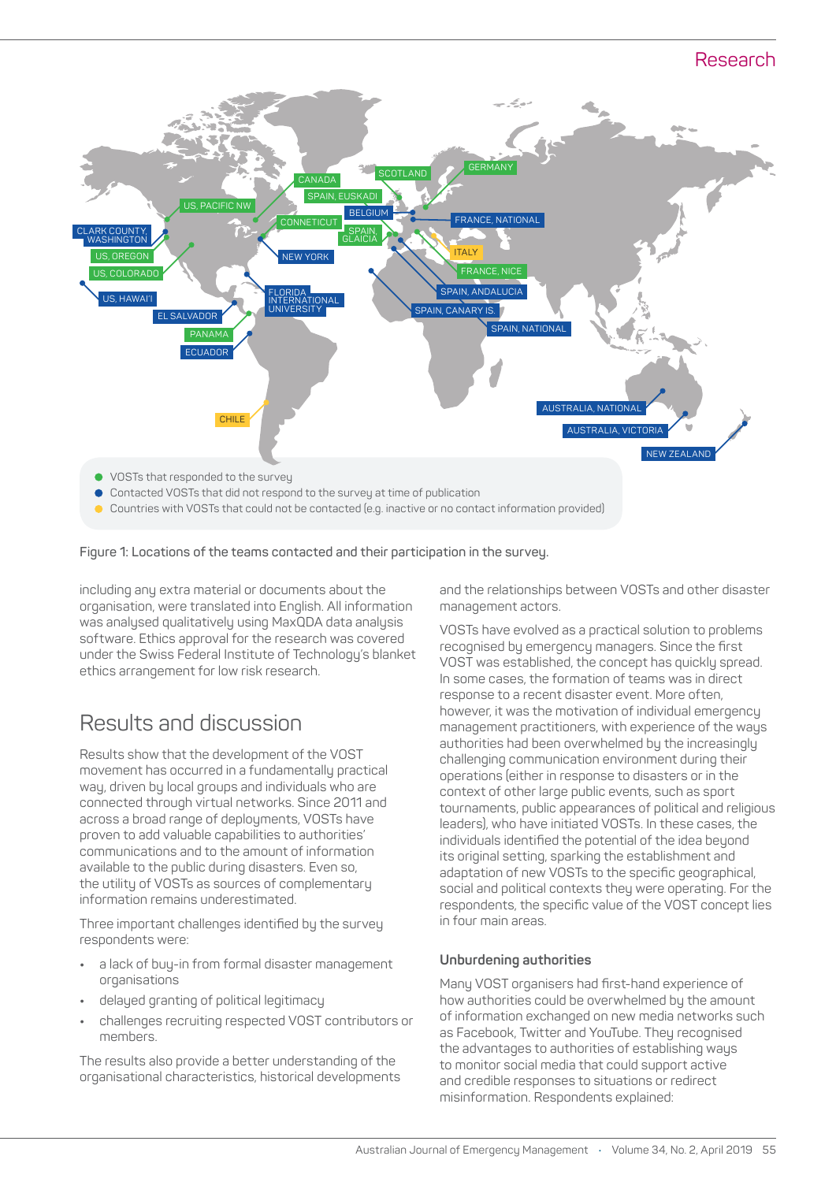Figure 1: Locations of the teams contacted and their participation in the survey.

including any extra material or documents about the organisation, were translated into English. All information was analysed qualitatively using MaxQDA data analysis software. Ethics approval for the research was covered under the Swiss Federal Institute of Technology's blanket ethics arrangement for low risk research.

## Results and discussion

Results show that the development of the VOST movement has occurred in a fundamentally practical way, driven by local groups and individuals who are connected through virtual networks. Since 2011 and across a broad range of deployments, VOSTs have proven to add valuable capabilities to authorities' communications and to the amount of information available to the public during disasters. Even so, the utility of VOSTs as sources of complementary information remains underestimated.

Three important challenges identified by the survey respondents were:

- a lack of buy-in from formal disaster management organisations
- delayed granting of political legitimacy
- challenges recruiting respected VOST contributors or members.

The results also provide a better understanding of the organisational characteristics, historical developments and the relationships between VOSTs and other disaster management actors.

VOSTs have evolved as a practical solution to problems recognised by emergency managers. Since the first VOST was established, the concept has quickly spread. In some cases, the formation of teams was in direct response to a recent disaster event. More often, however, it was the motivation of individual emergency management practitioners, with experience of the ways authorities had been overwhelmed by the increasingly challenging communication environment during their operations (either in response to disasters or in the context of other large public events, such as sport tournaments, public appearances of political and religious leaders), who have initiated VOSTs. In these cases, the individuals identified the potential of the idea beyond its original setting, sparking the establishment and adaptation of new VOSTs to the specific geographical, social and political contexts they were operating. For the respondents, the specific value of the VOST concept lies in four main areas.

### Unburdening authorities

Many VOST organisers had first-hand experience of how authorities could be overwhelmed by the amount of information exchanged on new media networks such as Facebook, Twitter and YouTube. They recognised the advantages to authorities of establishing ways to monitor social media that could support active and credible responses to situations or redirect misinformation. Respondents explained: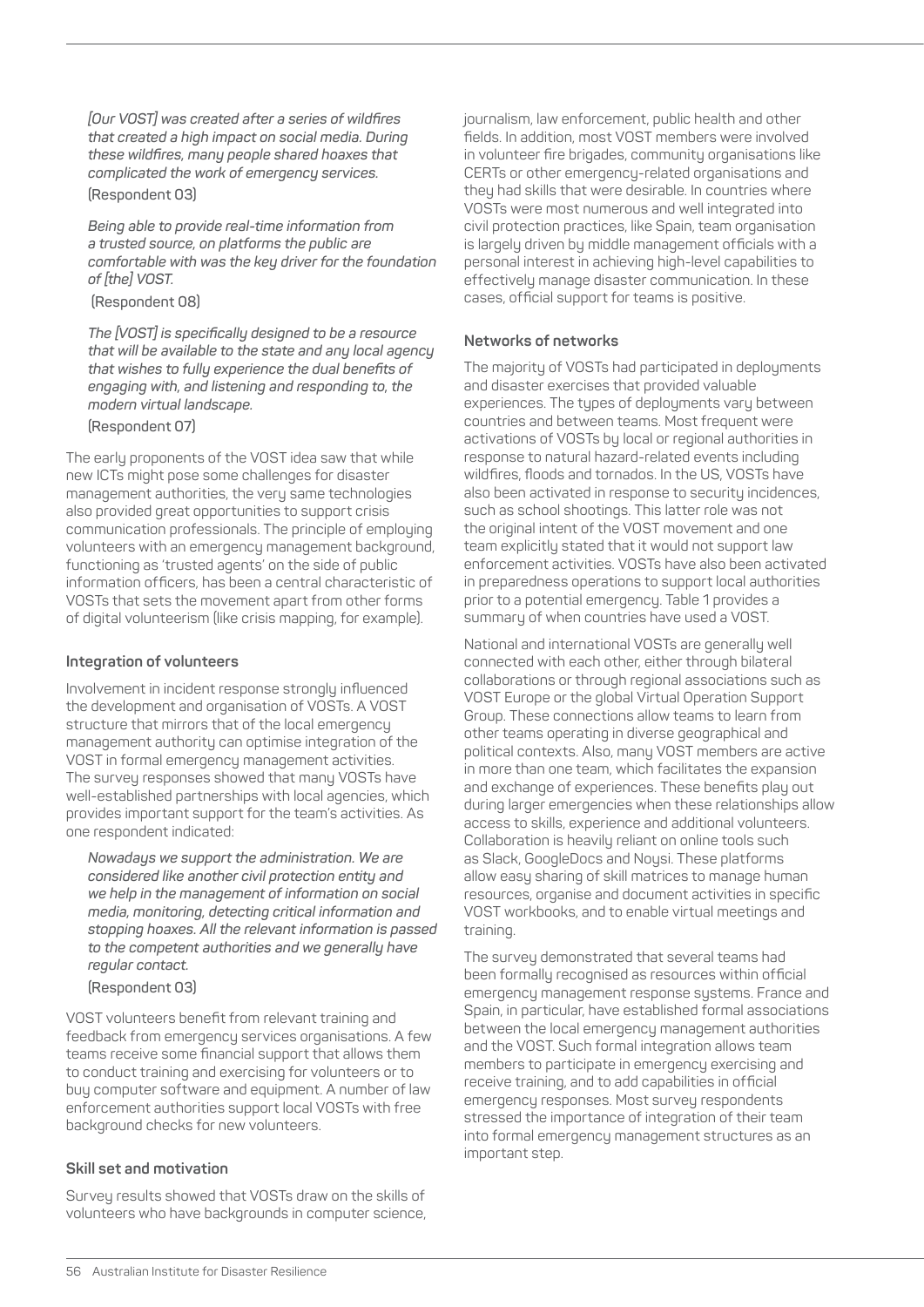*[Our VOST] was created after a series of wildfires that created a high impact on social media. During these wildfires, many people shared hoaxes that complicated the work of emergency services.*

(Respondent 03)

*Being able to provide real-time information from a trusted source, on platforms the public are comfortable with was the key driver for the foundation of [the] VOST.*

(Respondent 08)

*The [VOST] is specifically designed to be a resource that will be available to the state and any local agency that wishes to fully experience the dual benefits of engaging with, and listening and responding to, the modern virtual landscape.*

(Respondent 07)

The early proponents of the VOST idea saw that while new ICTs might pose some challenges for disaster management authorities, the very same technologies also provided great opportunities to support crisis communication professionals. The principle of employing volunteers with an emergency management background, functioning as 'trusted agents' on the side of public information officers, has been a central characteristic of VOSTs that sets the movement apart from other forms of digital volunteerism (like crisis mapping, for example).

### Integration of volunteers

Involvement in incident response strongly influenced the development and organisation of VOSTs. A VOST structure that mirrors that of the local emergency management authority can optimise integration of the VOST in formal emergency management activities. The survey responses showed that many VOSTs have well-established partnerships with local agencies, which provides important support for the team's activities. As one respondent indicated:

*Nowadays we support the administration. We are considered like another civil protection entity and we help in the management of information on social media, monitoring, detecting critical information and stopping hoaxes. All the relevant information is passed to the competent authorities and we generally have regular contact.*

(Respondent 03)

VOST volunteers benefit from relevant training and feedback from emergency services organisations. A few teams receive some financial support that allows them to conduct training and exercising for volunteers or to buy computer software and equipment. A number of law enforcement authorities support local VOSTs with free background checks for new volunteers.

### Skill set and motivation

Survey results showed that VOSTs draw on the skills of volunteers who have backgrounds in computer science, journalism, law enforcement, public health and other fields. In addition, most VOST members were involved in volunteer fire brigades, community organisations like CERTs or other emergency-related organisations and they had skills that were desirable. In countries where VOSTs were most numerous and well integrated into civil protection practices, like Spain, team organisation is largely driven by middle management officials with a personal interest in achieving high-level capabilities to effectively manage disaster communication. In these cases, official support for teams is positive.

### Networks of networks

The majority of VOSTs had participated in deployments and disaster exercises that provided valuable experiences. The types of deployments vary between countries and between teams. Most frequent were activations of VOSTs by local or regional authorities in response to natural hazard-related events including wildfires, floods and tornados. In the US, VOSTs have also been activated in response to security incidences, such as school shootings. This latter role was not the original intent of the VOST movement and one team explicitly stated that it would not support law enforcement activities. VOSTs have also been activated in preparedness operations to support local authorities prior to a potential emergency. Table 1 provides a summary of when countries have used a VOST.

National and international VOSTs are generally well connected with each other, either through bilateral collaborations or through regional associations such as VOST Europe or the global Virtual Operation Support Group. These connections allow teams to learn from other teams operating in diverse geographical and political contexts. Also, many VOST members are active in more than one team, which facilitates the expansion and exchange of experiences. These benefits play out during larger emergencies when these relationships allow access to skills, experience and additional volunteers. Collaboration is heavily reliant on online tools such as Slack, GoogleDocs and Noysi. These platforms allow easy sharing of skill matrices to manage human resources, organise and document activities in specific VOST workbooks, and to enable virtual meetings and training.

The survey demonstrated that several teams had been formally recognised as resources within official emergency management response systems. France and Spain, in particular, have established formal associations between the local emergency management authorities and the VOST. Such formal integration allows team members to participate in emergency exercising and receive training, and to add capabilities in official emergency responses. Most survey respondents stressed the importance of integration of their team into formal emergency management structures as an important step.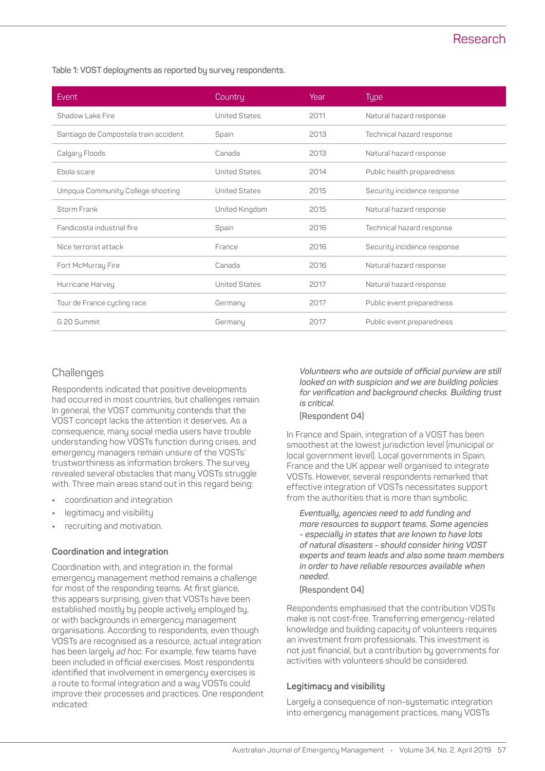Table 1: VOST deployments as reported by survey respondents.

| Event | Country | Year | Type |
|---|---|---|---|
| Shadow Lake Fire | United States | 2011 | Natural hazard response |
| Santiago de Compostela train accident | Spain | 2013 | Technical hazard response |
| Calgary Floods | Canada | 2013 | Natural hazard response |
| Ebola scare | United States | 2014 | Public health preparedness |
| Umpqua Community College shooting | United States | 2015 | Security incidence response |
| Storm Frank | United Kingdom | 2015 | Natural hazard response |
| Fandicosta industrial fire | Spain | 2016 | Technical hazard response |
| Nice terrorist attack | France | 2016 | Security incidence response |
| Fort McMurray Fire | Canada | 2016 | Natural hazard response |
| Hurricane Harvey | United States | 2017 | Natural hazard response |
| Tour de France cycling race | Germany | 2017 | Public event preparedness |
| G 20 Summit | Germany | 2017 | Public event preparedness |

## Challenges

Respondents indicated that positive developments had occurred in most countries, but challenges remain. In general, the VOST community contends that the VOST concept lacks the attention it deserves. As a consequence, many social media users have trouble understanding how VOSTs function during crises, and emergency managers remain unsure of the VOSTs' trustworthiness as information brokers. The survey revealed several obstacles that many VOSTs struggle with. Three main areas stand out in this regard being:

- coordination and integration
- legitimacy and visibility
- recruiting and motivation.

### Coordination and integration

Coordination with, and integration in, the formal emergency management method remains a challenge for most of the responding teams. At first glance, this appears surprising, given that VOSTs have been established mostly by people actively employed by, or with backgrounds in emergency management organisations. According to respondents, even though VOSTs are recognised as a resource, actual integration has been largely *ad hoc*. For example, few teams have been included in official exercises. Most respondents identified that involvement in emergency exercises is a route to formal integration and a way VOSTs could improve their processes and practices. One respondent indicated:

> *Volunteers who are outside of official purview are still looked on with suspicion and we are building policies for verification and background checks. Building trust is critical.*
>
> (Respondent 04)

In France and Spain, integration of a VOST has been smoothest at the lowest jurisdiction level (municipal or local government level). Local governments in Spain, France and the UK appear well organised to integrate VOSTs. However, several respondents remarked that effective integration of VOSTs necessitates support from the authorities that is more than symbolic.

> *Eventually, agencies need to add funding and more resources to support teams. Some agencies - especially in states that are known to have lots of natural disasters - should consider hiring VOST experts and team leads and also some team members in order to have reliable resources available when needed.*
>
> (Respondent 04)

Respondents emphasised that the contribution VOSTs make is not cost-free. Transferring emergency-related knowledge and building capacity of volunteers requires an investment from professionals. This investment is not just financial, but a contribution by governments for activities with volunteers should be considered.

### Legitimacy and visibility

Largely a consequence of non-systematic integration into emergency management practices, many VOSTs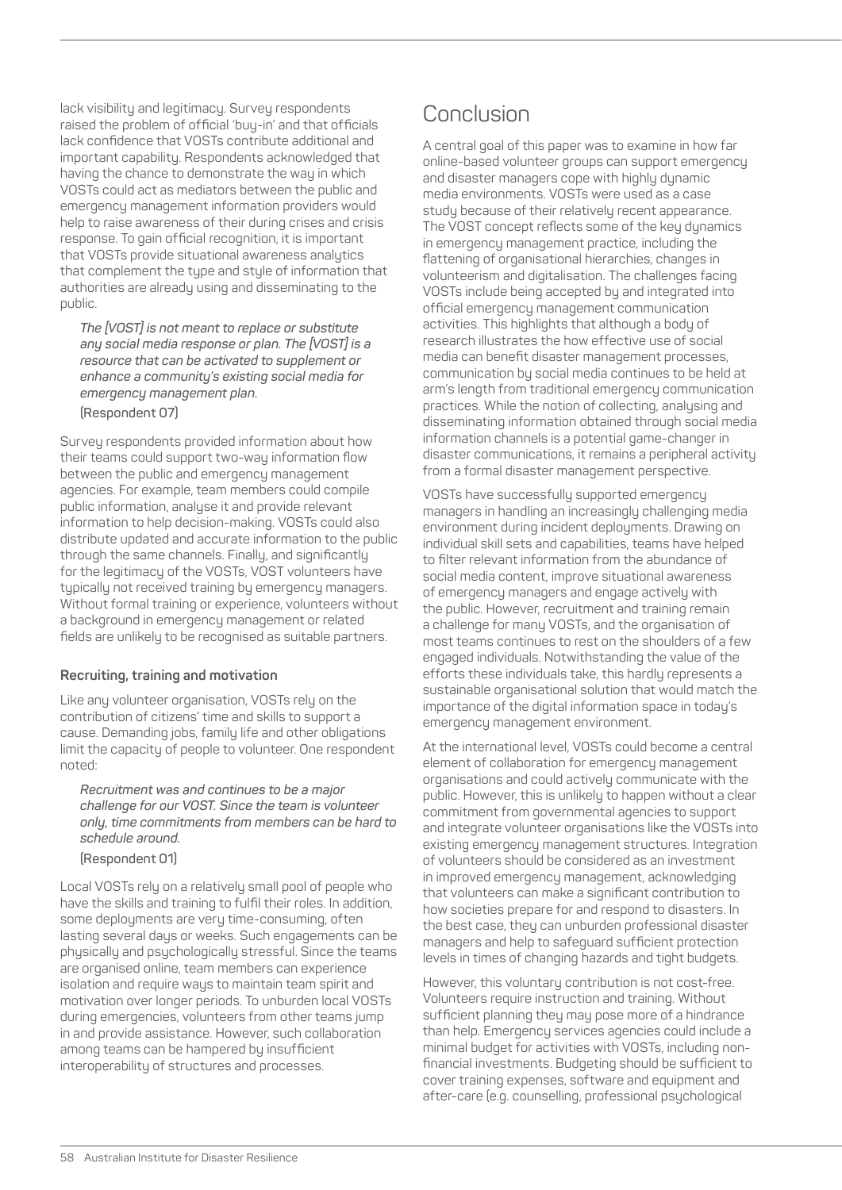lack visibility and legitimacy. Survey respondents raised the problem of official 'buy-in' and that officials lack confidence that VOSTs contribute additional and important capability. Respondents acknowledged that having the chance to demonstrate the way in which VOSTs could act as mediators between the public and emergency management information providers would help to raise awareness of their during crises and crisis response. To gain official recognition, it is important that VOSTs provide situational awareness analytics that complement the type and style of information that authorities are already using and disseminating to the public.

> *The [VOST] is not meant to replace or substitute any social media response or plan. The [VOST] is a resource that can be activated to supplement or enhance a community's existing social media for emergency management plan.*
>
> (Respondent 07)

Survey respondents provided information about how their teams could support two-way information flow between the public and emergency management agencies. For example, team members could compile public information, analyse it and provide relevant information to help decision-making. VOSTs could also distribute updated and accurate information to the public through the same channels. Finally, and significantly for the legitimacy of the VOSTs, VOST volunteers have typically not received training by emergency managers. Without formal training or experience, volunteers without a background in emergency management or related fields are unlikely to be recognised as suitable partners.

### Recruiting, training and motivation

Like any volunteer organisation, VOSTs rely on the contribution of citizens' time and skills to support a cause. Demanding jobs, family life and other obligations limit the capacity of people to volunteer. One respondent noted:

> *Recruitment was and continues to be a major challenge for our VOST. Since the team is volunteer only, time commitments from members can be hard to schedule around.*
>
> (Respondent 01)

Local VOSTs rely on a relatively small pool of people who have the skills and training to fulfil their roles. In addition, some deployments are very time-consuming, often lasting several days or weeks. Such engagements can be physically and psychologically stressful. Since the teams are organised online, team members can experience isolation and require ways to maintain team spirit and motivation over longer periods. To unburden local VOSTs during emergencies, volunteers from other teams jump in and provide assistance. However, such collaboration among teams can be hampered by insufficient interoperability of structures and processes.

## Conclusion

A central goal of this paper was to examine in how far online-based volunteer groups can support emergency and disaster managers cope with highly dynamic media environments. VOSTs were used as a case study because of their relatively recent appearance. The VOST concept reflects some of the key dynamics in emergency management practice, including the flattening of organisational hierarchies, changes in volunteerism and digitalisation. The challenges facing VOSTs include being accepted by and integrated into official emergency management communication activities. This highlights that although a body of research illustrates the how effective use of social media can benefit disaster management processes, communication by social media continues to be held at arm's length from traditional emergency communication practices. While the notion of collecting, analysing and disseminating information obtained through social media information channels is a potential game-changer in disaster communications, it remains a peripheral activity from a formal disaster management perspective.

VOSTs have successfully supported emergency managers in handling an increasingly challenging media environment during incident deployments. Drawing on individual skill sets and capabilities, teams have helped to filter relevant information from the abundance of social media content, improve situational awareness of emergency managers and engage actively with the public. However, recruitment and training remain a challenge for many VOSTs, and the organisation of most teams continues to rest on the shoulders of a few engaged individuals. Notwithstanding the value of the efforts these individuals take, this hardly represents a sustainable organisational solution that would match the importance of the digital information space in today's emergency management environment.

At the international level, VOSTs could become a central element of collaboration for emergency management organisations and could actively communicate with the public. However, this is unlikely to happen without a clear commitment from governmental agencies to support and integrate volunteer organisations like the VOSTs into existing emergency management structures. Integration of volunteers should be considered as an investment in improved emergency management, acknowledging that volunteers can make a significant contribution to how societies prepare for and respond to disasters. In the best case, they can unburden professional disaster managers and help to safeguard sufficient protection levels in times of changing hazards and tight budgets.

However, this voluntary contribution is not cost-free. Volunteers require instruction and training. Without sufficient planning they may pose more of a hindrance than help. Emergency services agencies could include a minimal budget for activities with VOSTs, including non-financial investments. Budgeting should be sufficient to cover training expenses, software and equipment and after-care (e.g. counselling, professional psychological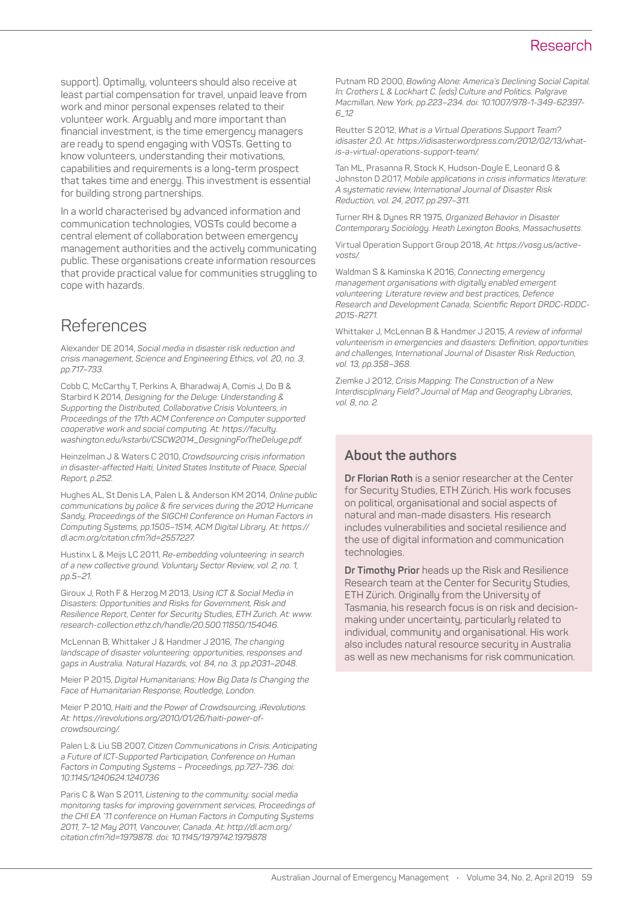support). Optimally, volunteers should also receive at least partial compensation for travel, unpaid leave from work and minor personal expenses related to their volunteer work. Arguably and more important than financial investment, is the time emergency managers are ready to spend engaging with VOSTs. Getting to know volunteers, understanding their motivations, capabilities and requirements is a long-term prospect that takes time and energy. This investment is essential for building strong partnerships.

In a world characterised by advanced information and communication technologies, VOSTs could become a central element of collaboration between emergency management authorities and the actively communicating public. These organisations create information resources that provide practical value for communities struggling to cope with hazards.

## References

Alexander DE 2014, *Social media in disaster risk reduction and crisis management, Science and Engineering Ethics, vol. 20, no. 3, pp.717–733.*

Cobb C, McCarthy T, Perkins A, Bharadwaj A, Comis J, Do B & Starbird K 2014, *Designing for the Deluge: Understanding & Supporting the Distributed, Collaborative Crisis Volunteers, in Proceedings of the 17th ACM Conference on Computer supported cooperative work and social computing. At: https://faculty.washington.edu/kstarbi/CSCW2014_DesigningForTheDeluge.pdf.*

Heinzelman J & Waters C 2010, *Crowdsourcing crisis information in disaster-affected Haiti, United States Institute of Peace, Special Report, p.252.*

Hughes AL, St Denis LA, Palen L & Anderson KM 2014, *Online public communications by police & fire services during the 2012 Hurricane Sandy, Proceedings of the SIGCHI Conference on Human Factors in Computing Systems, pp.1505–1514, ACM Digital Library. At: https://dl.acm.org/citation.cfm?id=2557227.*

Hustinx L & Meijs LC 2011, *Re-embedding volunteering: in search of a new collective ground. Voluntary Sector Review, vol. 2, no. 1, pp.5–21.*

Giroux J, Roth F & Herzog M 2013, *Using ICT & Social Media in Disasters: Opportunities and Risks for Government, Risk and Resilience Report, Center for Security Studies, ETH Zurich. At: www.research-collection.ethz.ch/handle/20.500.11850/154046.*

McLennan B, Whittaker J & Handmer J 2016, *The changing landscape of disaster volunteering: opportunities, responses and gaps in Australia. Natural Hazards, vol. 84, no. 3, pp.2031–2048.*

Meier P 2015, *Digital Humanitarians: How Big Data Is Changing the Face of Humanitarian Response, Routledge, London.*

Meier P 2010, *Haiti and the Power of Crowdsourcing, iRevolutions. At: https://irevolutions.org/2010/01/26/haiti-power-of-crowdsourcing/.*

Palen L & Liu SB 2007, *Citizen Communications in Crisis: Anticipating a Future of ICT-Supported Participation, Conference on Human Factors in Computing Systems – Proceedings, pp.727–736. doi: 10.1145/1240624.1240736*

Paris C & Wan S 2011, *Listening to the community: social media monitoring tasks for improving government services, Proceedings of the CHI EA '11 conference on Human Factors in Computing Systems 2011, 7–12 May 2011, Vancouver, Canada. At: http://dl.acm.org/citation.cfm?id=1979878. doi: 10.1145/1979742.1979878*

Putnam RD 2000, *Bowling Alone: America's Declining Social Capital. In: Crothers L & Lockhart C. (eds) Culture and Politics. Palgrave Macmillan, New York, pp.223–234. doi: 10.1007/978-1-349-62397-6_12*

Reutter S 2012, *What is a Virtual Operations Support Team? idisaster 2.0. At: https://idisaster.wordpress.com/2012/02/13/what-is-a-virtual-operations-support-team/.*

Tan ML, Prasanna R, Stock K, Hudson-Doyle E, Leonard G & Johnston D 2017, *Mobile applications in crisis informatics literature: A systematic review, International Journal of Disaster Risk Reduction, vol. 24, 2017, pp.297–311.*

Turner RH & Dynes RR 1975, *Organized Behavior in Disaster Contemporary Sociology. Heath Lexington Books, Massachusetts.*

Virtual Operation Support Group 2018, *At: https://vosg.us/active-vosts/.*

Waldman S & Kaminska K 2016, *Connecting emergency management organisations with digitally enabled emergent volunteering: Literature review and best practices, Defence Research and Development Canada, Scientific Report DRDC-RDDC-2015-R271.*

Whittaker J, McLennan B & Handmer J 2015, *A review of informal volunteerism in emergencies and disasters: Definition, opportunities and challenges, International Journal of Disaster Risk Reduction, vol. 13, pp.358–368.*

Ziemke J 2012, *Crisis Mapping: The Construction of a New Interdisciplinary Field? Journal of Map and Geography Libraries, vol. 8, no. 2.*

## About the authors

**Dr Florian Roth** is a senior researcher at the Center for Security Studies, ETH Zürich. His work focuses on political, organisational and social aspects of natural and man-made disasters. His research includes vulnerabilities and societal resilience and the use of digital information and communication technologies.

**Dr Timothy Prior** heads up the Risk and Resilience Research team at the Center for Security Studies, ETH Zürich. Originally from the University of Tasmania, his research focus is on risk and decision-making under uncertainty, particularly related to individual, community and organisational. His work also includes natural resource security in Australia as well as new mechanisms for risk communication.